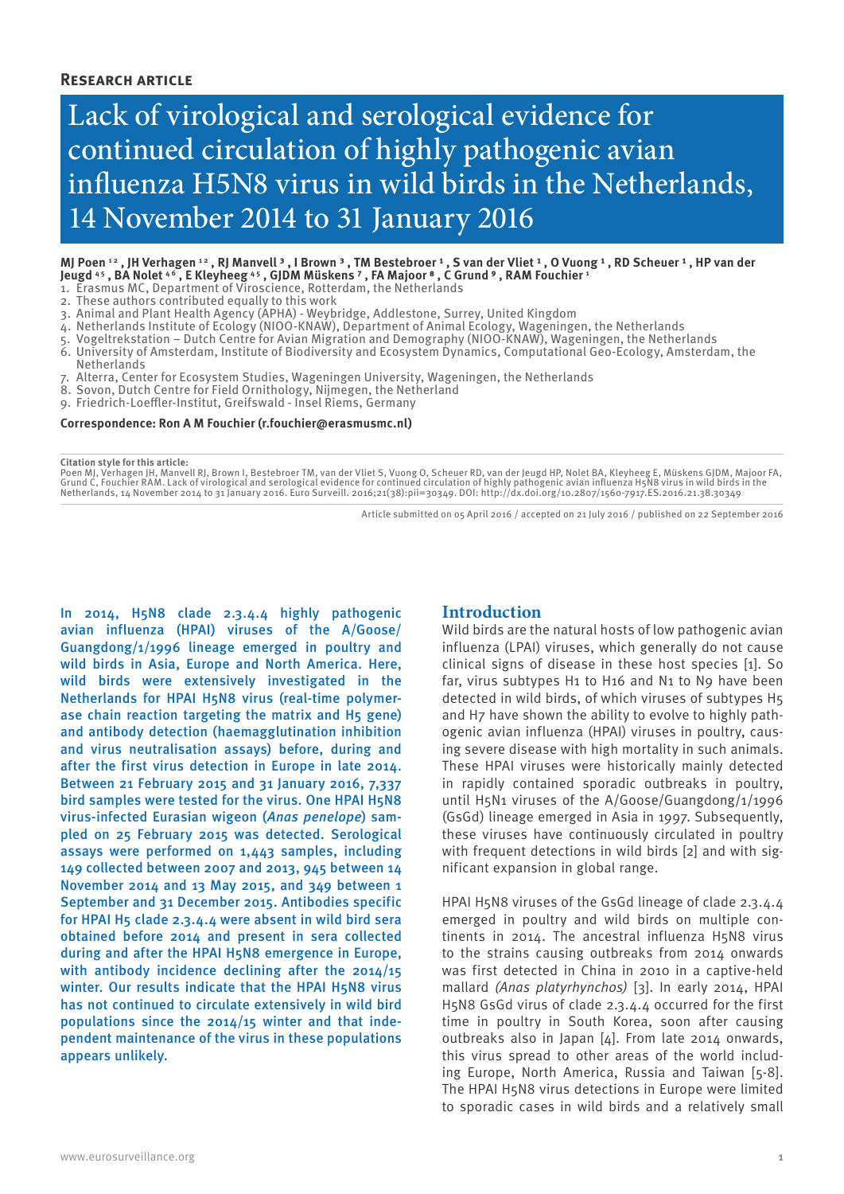**Research article**

# Lack of virological and serological evidence for continued circulation of highly pathogenic avian influenza H5N8 virus in wild birds in the Netherlands, 14 November 2014 to 31 January 2016

**MJ Poen [1,2] , JH Verhagen [1,2] , RJ Manvell [3] , I Brown [3] , TM Bestebroer [1] , S van der Vliet [1] , O Vuong [1] , RD Scheuer [1] , HP van der Jeugd [4,5] , BA Nolet [4,6] , E Kleyheeg [4,5] , GJDM Müskens [7] , FA Majoor [8] , C Grund [9] , RAM Fouchier [1]**

1. Erasmus MC, Department of Viroscience, Rotterdam, the Netherlands
2. These authors contributed equally to this work
3. Animal and Plant Health Agency (APHA) - Weybridge, Addlestone, Surrey, United Kingdom
4. Netherlands Institute of Ecology (NIOO-KNAW), Department of Animal Ecology, Wageningen, the Netherlands
5. Vogeltrekstation – Dutch Centre for Avian Migration and Demography (NIOO-KNAW), Wageningen, the Netherlands
6. University of Amsterdam, Institute of Biodiversity and Ecosystem Dynamics, Computational Geo-Ecology, Amsterdam, the Netherlands
7. Alterra, Center for Ecosystem Studies, Wageningen University, Wageningen, the Netherlands
8. Sovon, Dutch Centre for Field Ornithology, Nijmegen, the Netherland
9. Friedrich-Loeffler-Institut, Greifswald - Insel Riems, Germany

**Correspondence: Ron A M Fouchier (r.fouchier@erasmusmc.nl)**

**Citation style for this article:**
Poen MJ, Verhagen JH, Manvell RJ, Brown I, Bestebroer TM, van der Vliet S, Vuong O, Scheuer RD, van der Jeugd HP, Nolet BA, Kleyheeg E, Müskens GJDM, Majoor FA, Grund C, Fouchier RAM. Lack of virological and serological evidence for continued circulation of highly pathogenic avian influenza H5N8 virus in wild birds in the Netherlands, 14 November 2014 to 31 January 2016. Euro Surveill. 2016;21(38):pii=30349. DOI: http://dx.doi.org/10.2807/1560-7917.ES.2016.21.38.30349

Article submitted on 05 April 2016 / accepted on 21 July 2016 / published on 22 September 2016

In 2014, H5N8 clade 2.3.4.4 highly pathogenic avian influenza (HPAI) viruses of the A/Goose/Guangdong/1/1996 lineage emerged in poultry and wild birds in Asia, Europe and North America. Here, wild birds were extensively investigated in the Netherlands for HPAI H5N8 virus (real-time polymerase chain reaction targeting the matrix and H5 gene) and antibody detection (haemagglutination inhibition and virus neutralisation assays) before, during and after the first virus detection in Europe in late 2014. Between 21 February 2015 and 31 January 2016, 7,337 bird samples were tested for the virus. One HPAI H5N8 virus-infected Eurasian wigeon (*Anas penelope*) sampled on 25 February 2015 was detected. Serological assays were performed on 1,443 samples, including 149 collected between 2007 and 2013, 945 between 14 November 2014 and 13 May 2015, and 349 between 1 September and 31 December 2015. Antibodies specific for HPAI H5 clade 2.3.4.4 were absent in wild bird sera obtained before 2014 and present in sera collected during and after the HPAI H5N8 emergence in Europe, with antibody incidence declining after the 2014/15 winter. Our results indicate that the HPAI H5N8 virus has not continued to circulate extensively in wild bird populations since the 2014/15 winter and that independent maintenance of the virus in these populations appears unlikely.

## Introduction

Wild birds are the natural hosts of low pathogenic avian influenza (LPAI) viruses, which generally do not cause clinical signs of disease in these host species [1]. So far, virus subtypes H1 to H16 and N1 to N9 have been detected in wild birds, of which viruses of subtypes H5 and H7 have shown the ability to evolve to highly pathogenic avian influenza (HPAI) viruses in poultry, causing severe disease with high mortality in such animals. These HPAI viruses were historically mainly detected in rapidly contained sporadic outbreaks in poultry, until H5N1 viruses of the A/Goose/Guangdong/1/1996 (GsGd) lineage emerged in Asia in 1997. Subsequently, these viruses have continuously circulated in poultry with frequent detections in wild birds [2] and with significant expansion in global range.

HPAI H5N8 viruses of the GsGd lineage of clade 2.3.4.4 emerged in poultry and wild birds on multiple continents in 2014. The ancestral influenza H5N8 virus to the strains causing outbreaks from 2014 onwards was first detected in China in 2010 in a captive-held mallard *(Anas platyrhynchos)* [3]. In early 2014, HPAI H5N8 GsGd virus of clade 2.3.4.4 occurred for the first time in poultry in South Korea, soon after causing outbreaks also in Japan [4]. From late 2014 onwards, this virus spread to other areas of the world including Europe, North America, Russia and Taiwan [5-8]. The HPAI H5N8 virus detections in Europe were limited to sporadic cases in wild birds and a relatively small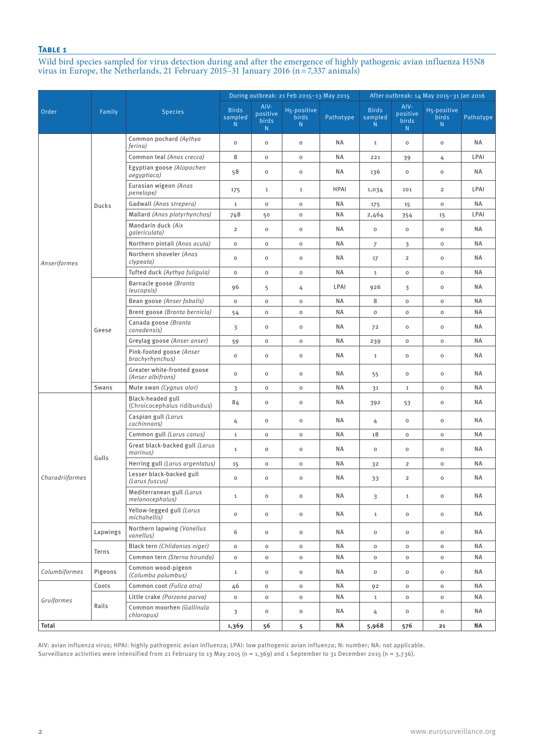**Table 1**

Wild bird species sampled for virus detection during and after the emergence of highly pathogenic avian influenza H5N8 virus in Europe, the Netherlands, 21 February 2015–31 January 2016 (n = 7,337 animals)

| Order | Family | Species | During outbreak: 21 Feb 2015–13 May 2015 | | | | After outbreak: 14 May 2015–31 Jan 2016 | | | |
|---|---|---|---|---|---|---|---|---|---|---|
| | | | Birds sampled N | AIV-positive birds N | H5-positive birds N | Pathotype | Birds sampled N | AIV-positive birds N | H5-positive birds N | Pathotype |
| *Anseriformes* | Ducks | Common pochard *(Aythya ferina)* | 0 | 0 | 0 | NA | 1 | 0 | 0 | NA |
| | | Common teal *(Anas crecca)* | 8 | 0 | 0 | NA | 221 | 39 | 4 | LPAI |
| | | Egyptian goose *(Alopochen aegyptiaca)* | 58 | 0 | 0 | NA | 136 | 0 | 0 | NA |
| | | Eurasian wigeon *(Anas penelope)* | 175 | 1 | 1 | HPAI | 1,034 | 101 | 2 | LPAI |
| | | Gadwall *(Anas strepera)* | 1 | 0 | 0 | NA | 175 | 15 | 0 | NA |
| | | Mallard *(Anas platyrhynchos)* | 748 | 50 | 0 | NA | 2,464 | 354 | 15 | LPAI |
| | | Mandarin duck *(Aix galericulata)* | 2 | 0 | 0 | NA | 0 | 0 | 0 | NA |
| | | Northern pintail *(Anas acuta)* | 0 | 0 | 0 | NA | 7 | 3 | 0 | NA |
| | | Northern shoveler *(Anas clypeata)* | 0 | 0 | 0 | NA | 17 | 2 | 0 | NA |
| | | Tufted duck *(Aythya fuligula)* | 0 | 0 | 0 | NA | 1 | 0 | 0 | NA |
| | Geese | Barnacle goose *(Branta leucopsis)* | 96 | 5 | 4 | LPAI | 926 | 3 | 0 | NA |
| | | Bean goose *(Anser fabalis)* | 0 | 0 | 0 | NA | 8 | 0 | 0 | NA |
| | | Brent goose *(Branta bernicla)* | 54 | 0 | 0 | NA | 0 | 0 | 0 | NA |
| | | Canada goose *(Branta canadensis)* | 3 | 0 | 0 | NA | 72 | 0 | 0 | NA |
| | | Greylag goose *(Anser anser)* | 59 | 0 | 0 | NA | 239 | 0 | 0 | NA |
| | | Pink-footed goose *(Anser brachyrhynchus)* | 0 | 0 | 0 | NA | 1 | 0 | 0 | NA |
| | | Greater white-fronted goose *(Anser albifrons)* | 0 | 0 | 0 | NA | 55 | 0 | 0 | NA |
| | Swans | Mute swan *(Cygnus olor)* | 3 | 0 | 0 | NA | 31 | 1 | 0 | NA |
| *Charadriiformes* | Gulls | Black-headed gull (Chroicocephalus ridibundus) | 84 | 0 | 0 | NA | 392 | 53 | 0 | NA |
| | | Caspian gull *(Larus cachinnans)* | 4 | 0 | 0 | NA | 4 | 0 | 0 | NA |
| | | Common gull *(Larus canus)* | 1 | 0 | 0 | NA | 18 | 0 | 0 | NA |
| | | Great black-backed gull *(Larus marinus)* | 1 | 0 | 0 | NA | 0 | 0 | 0 | NA |
| | | Herring gull *(Larus argentatus)* | 15 | 0 | 0 | NA | 32 | 2 | 0 | NA |
| | | Lesser black-backed gull *(Larus fuscus)* | 0 | 0 | 0 | NA | 33 | 2 | 0 | NA |
| | | Mediterranean gull *(Larus melanocephalus)* | 1 | 0 | 0 | NA | 3 | 1 | 0 | NA |
| | | Yellow-legged gull *(Larus michahellis)* | 0 | 0 | 0 | NA | 1 | 0 | 0 | NA |
| | Lapwings | Northern lapwing *(Vanellus vanellus)* | 6 | 0 | 0 | NA | 0 | 0 | 0 | NA |
| | Terns | Black tern *(Chlidonias niger)* | 0 | 0 | 0 | NA | 0 | 0 | 0 | NA |
| | | Common tern *(Sterna hirundo)* | 0 | 0 | 0 | NA | 0 | 0 | 0 | NA |
| *Columbiformes* | Pigeons | Common wood-pigeon *(Columba palumbus)* | 1 | 0 | 0 | NA | 0 | 0 | 0 | NA |
| *Gruiformes* | Coots | Common coot *(Fulica atra)* | 46 | 0 | 0 | NA | 92 | 0 | 0 | NA |
| | Rails | Little crake *(Porzana parva)* | 0 | 0 | 0 | NA | 1 | 0 | 0 | NA |
| | | Common moorhen *(Gallinula chloropus)* | 3 | 0 | 0 | NA | 4 | 0 | 0 | NA |
| **Total** | | | **1,369** | **56** | **5** | **NA** | **5,968** | **576** | **21** | **NA** |

AIV: avian influenza virus; HPAI: highly pathogenic avian influenza; LPAI: low pathogenic avian influenza; N: number; NA: not applicable.
Surveillance activities were intensified from 21 February to 13 May 2015 (n = 1,369) and 1 September to 31 December 2015 (n = 3,736).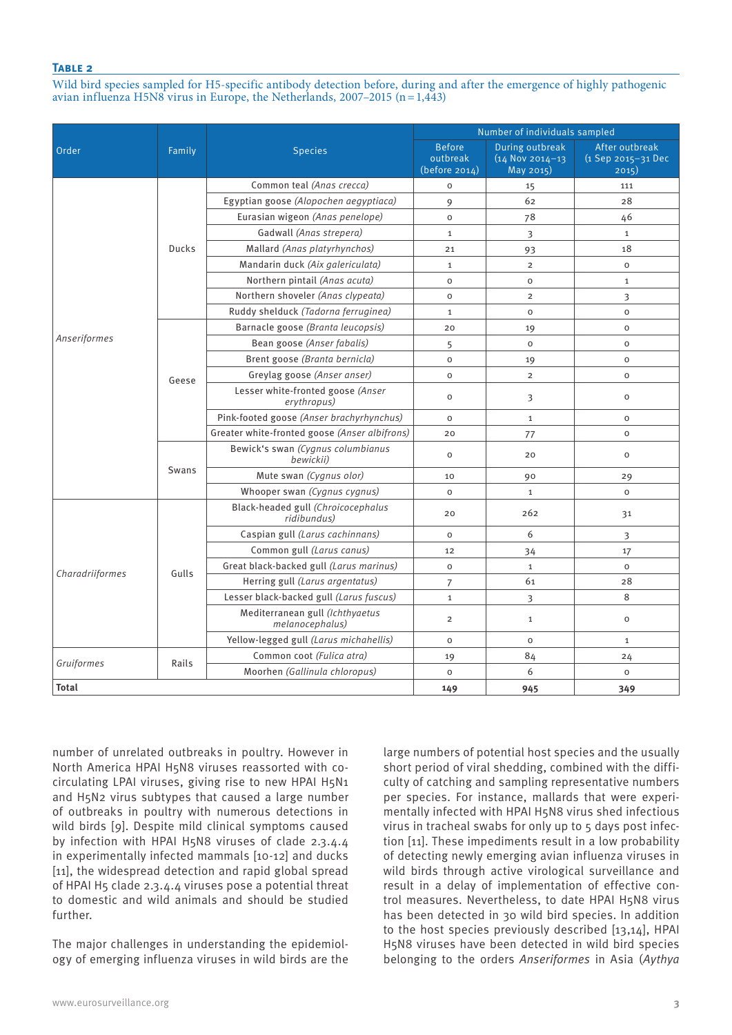**Table 2**

Wild bird species sampled for H5-specific antibody detection before, during and after the emergence of highly pathogenic avian influenza H5N8 virus in Europe, the Netherlands, 2007–2015 (n = 1,443)

| Order | Family | Species | Number of individuals sampled | | |
|---|---|---|---|---|---|
| | | | Before outbreak (before 2014) | During outbreak (14 Nov 2014–13 May 2015) | After outbreak (1 Sep 2015–31 Dec 2015) |
| *Anseriformes* | Ducks | Common teal *(Anas crecca)* | 0 | 15 | 111 |
| | | Egyptian goose *(Alopochen aegyptiaca)* | 9 | 62 | 28 |
| | | Eurasian wigeon *(Anas penelope)* | 0 | 78 | 46 |
| | | Gadwall *(Anas strepera)* | 1 | 3 | 1 |
| | | Mallard *(Anas platyrhynchos)* | 21 | 93 | 18 |
| | | Mandarin duck *(Aix galericulata)* | 1 | 2 | 0 |
| | | Northern pintail *(Anas acuta)* | 0 | 0 | 1 |
| | | Northern shoveler *(Anas clypeata)* | 0 | 2 | 3 |
| | | Ruddy shelduck *(Tadorna ferruginea)* | 1 | 0 | 0 |
| | Geese | Barnacle goose *(Branta leucopsis)* | 20 | 19 | 0 |
| | | Bean goose *(Anser fabalis)* | 5 | 0 | 0 |
| | | Brent goose *(Branta bernicla)* | 0 | 19 | 0 |
| | | Greylag goose *(Anser anser)* | 0 | 2 | 0 |
| | | Lesser white-fronted goose *(Anser erythropus)* | 0 | 3 | 0 |
| | | Pink-footed goose *(Anser brachyrhynchus)* | 0 | 1 | 0 |
| | | Greater white-fronted goose *(Anser albifrons)* | 20 | 77 | 0 |
| | Swans | Bewick's swan *(Cygnus columbianus bewickii)* | 0 | 20 | 0 |
| | | Mute swan *(Cygnus olor)* | 10 | 90 | 29 |
| | | Whooper swan *(Cygnus cygnus)* | 0 | 1 | 0 |
| *Charadriiformes* | Gulls | Black-headed gull *(Chroicocephalus ridibundus)* | 20 | 262 | 31 |
| | | Caspian gull *(Larus cachinnans)* | 0 | 6 | 3 |
| | | Common gull *(Larus canus)* | 12 | 34 | 17 |
| | | Great black-backed gull *(Larus marinus)* | 0 | 1 | 0 |
| | | Herring gull *(Larus argentatus)* | 7 | 61 | 28 |
| | | Lesser black-backed gull *(Larus fuscus)* | 1 | 3 | 8 |
| | | Mediterranean gull *(Ichthyaetus melanocephalus)* | 2 | 1 | 0 |
| | | Yellow-legged gull *(Larus michahellis)* | 0 | 0 | 1 |
| *Gruiformes* | Rails | Common coot *(Fulica atra)* | 19 | 84 | 24 |
| | | Moorhen *(Gallinula chloropus)* | 0 | 6 | 0 |
| **Total** | | | **149** | **945** | **349** |

number of unrelated outbreaks in poultry. However in North America HPAI H5N8 viruses reassorted with co-circulating LPAI viruses, giving rise to new HPAI H5N1 and H5N2 virus subtypes that caused a large number of outbreaks in poultry with numerous detections in wild birds [9]. Despite mild clinical symptoms caused by infection with HPAI H5N8 viruses of clade 2.3.4.4 in experimentally infected mammals [10-12] and ducks [11], the widespread detection and rapid global spread of HPAI H5 clade 2.3.4.4 viruses pose a potential threat to domestic and wild animals and should be studied further.

The major challenges in understanding the epidemiology of emerging influenza viruses in wild birds are the large numbers of potential host species and the usually short period of viral shedding, combined with the difficulty of catching and sampling representative numbers per species. For instance, mallards that were experimentally infected with HPAI H5N8 virus shed infectious virus in tracheal swabs for only up to 5 days post infection [11]. These impediments result in a low probability of detecting newly emerging avian influenza viruses in wild birds through active virological surveillance and result in a delay of implementation of effective control measures. Nevertheless, to date HPAI H5N8 virus has been detected in 30 wild bird species. In addition to the host species previously described [13,14], HPAI H5N8 viruses have been detected in wild bird species belonging to the orders *Anseriformes* in Asia (*Aythya*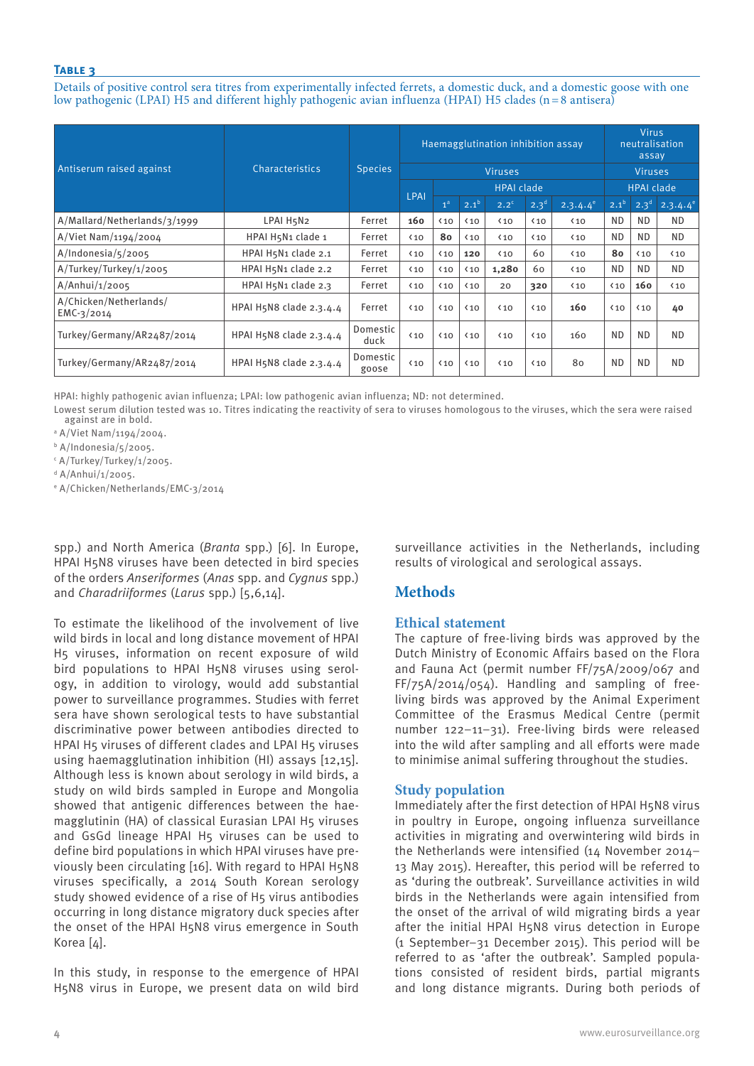**Table 3**

Details of positive control sera titres from experimentally infected ferrets, a domestic duck, and a domestic goose with one low pathogenic (LPAI) H5 and different highly pathogenic avian influenza (HPAI) H5 clades (n = 8 antisera)

| Antiserum raised against | Characteristics | Species | Haemagglutination inhibition assay | | | | | | Virus neutralisation assay | | |
|---|---|---|---|---|---|---|---|---|---|---|---|
| | | | Viruses | | | | | | Viruses | | |
| | | | LPAI | HPAI clade | | | | | HPAI clade | | |
| | | | | 1[a] | 2.1[b] | 2.2[c] | 2.3[d] | 2.3.4.4[e] | 2.1[b] | 2.3[d] | 2.3.4.4[e] |
| A/Mallard/Netherlands/3/1999 | LPAI H5N2 | Ferret | **160** | <10 | <10 | <10 | <10 | <10 | ND | ND | ND |
| A/Viet Nam/1194/2004 | HPAI H5N1 clade 1 | Ferret | <10 | **80** | <10 | <10 | <10 | <10 | ND | ND | ND |
| A/Indonesia/5/2005 | HPAI H5N1 clade 2.1 | Ferret | <10 | <10 | **120** | <10 | 60 | <10 | **80** | <10 | <10 |
| A/Turkey/Turkey/1/2005 | HPAI H5N1 clade 2.2 | Ferret | <10 | <10 | <10 | **1,280** | 60 | <10 | ND | ND | ND |
| A/Anhui/1/2005 | HPAI H5N1 clade 2.3 | Ferret | <10 | <10 | <10 | 20 | **320** | <10 | <10 | **160** | <10 |
| A/Chicken/Netherlands/EMC-3/2014 | HPAI H5N8 clade 2.3.4.4 | Ferret | <10 | <10 | <10 | <10 | <10 | **160** | <10 | <10 | **40** |
| Turkey/Germany/AR2487/2014 | HPAI H5N8 clade 2.3.4.4 | Domestic duck | <10 | <10 | <10 | <10 | <10 | 160 | ND | ND | ND |
| Turkey/Germany/AR2487/2014 | HPAI H5N8 clade 2.3.4.4 | Domestic goose | <10 | <10 | <10 | <10 | <10 | 80 | ND | ND | ND |

HPAI: highly pathogenic avian influenza; LPAI: low pathogenic avian influenza; ND: not determined.

Lowest serum dilution tested was 10. Titres indicating the reactivity of sera to viruses homologous to the viruses, which the sera were raised against are in bold.

[a] A/Viet Nam/1194/2004.

[b] A/Indonesia/5/2005.

[c] A/Turkey/Turkey/1/2005.

[d] A/Anhui/1/2005.

[e] A/Chicken/Netherlands/EMC-3/2014

spp.) and North America (*Branta* spp.) [6]. In Europe, HPAI H5N8 viruses have been detected in bird species of the orders *Anseriformes* (*Anas* spp. and *Cygnus* spp.) and *Charadriiformes* (*Larus* spp.) [5,6,14].

To estimate the likelihood of the involvement of live wild birds in local and long distance movement of HPAI H5 viruses, information on recent exposure of wild bird populations to HPAI H5N8 viruses using serology, in addition to virology, would add substantial power to surveillance programmes. Studies with ferret sera have shown serological tests to have substantial discriminative power between antibodies directed to HPAI H5 viruses of different clades and LPAI H5 viruses using haemagglutination inhibition (HI) assays [12,15]. Although less is known about serology in wild birds, a study on wild birds sampled in Europe and Mongolia showed that antigenic differences between the haemagglutinin (HA) of classical Eurasian LPAI H5 viruses and GsGd lineage HPAI H5 viruses can be used to define bird populations in which HPAI viruses have previously been circulating [16]. With regard to HPAI H5N8 viruses specifically, a 2014 South Korean serology study showed evidence of a rise of H5 virus antibodies occurring in long distance migratory duck species after the onset of the HPAI H5N8 virus emergence in South Korea [4].

In this study, in response to the emergence of HPAI H5N8 virus in Europe, we present data on wild bird surveillance activities in the Netherlands, including results of virological and serological assays.

## Methods

### Ethical statement

The capture of free-living birds was approved by the Dutch Ministry of Economic Affairs based on the Flora and Fauna Act (permit number FF/75A/2009/067 and FF/75A/2014/054). Handling and sampling of free-living birds was approved by the Animal Experiment Committee of the Erasmus Medical Centre (permit number 122–11–31). Free-living birds were released into the wild after sampling and all efforts were made to minimise animal suffering throughout the studies.

### Study population

Immediately after the first detection of HPAI H5N8 virus in poultry in Europe, ongoing influenza surveillance activities in migrating and overwintering wild birds in the Netherlands were intensified (14 November 2014–13 May 2015). Hereafter, this period will be referred to as 'during the outbreak'. Surveillance activities in wild birds in the Netherlands were again intensified from the onset of the arrival of wild migrating birds a year after the initial HPAI H5N8 virus detection in Europe (1 September–31 December 2015). This period will be referred to as 'after the outbreak'. Sampled populations consisted of resident birds, partial migrants and long distance migrants. During both periods of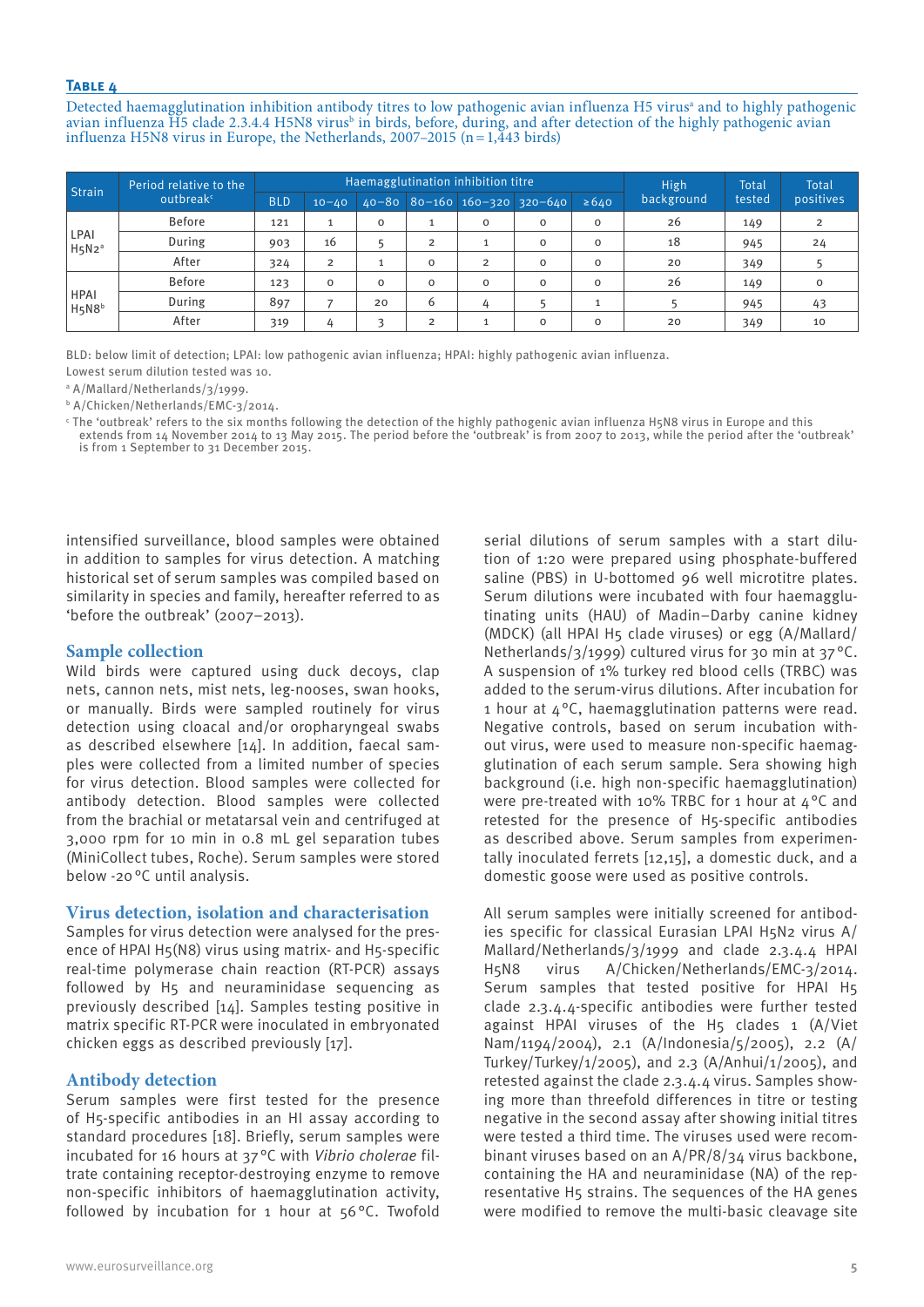**Table 4**

Detected haemagglutination inhibition antibody titres to low pathogenic avian influenza H5 virus[a] and to highly pathogenic avian influenza H5 clade 2.3.4.4 H5N8 virus[b] in birds, before, during, and after detection of the highly pathogenic avian influenza H5N8 virus in Europe, the Netherlands, 2007–2015 (n = 1,443 birds)

| Strain | Period relative to the outbreak[c] | Haemagglutination inhibition titre | | | | | | | High background | Total tested | Total positives |
|---|---|---|---|---|---|---|---|---|---|---|---|
| | | BLD | 10–40 | 40–80 | 80–160 | 160–320 | 320–640 | ≥640 | | | |
| LPAI H5N2[a] | Before | 121 | 1 | 0 | 1 | 0 | 0 | 0 | 26 | 149 | 2 |
| | During | 903 | 16 | 5 | 2 | 1 | 0 | 0 | 18 | 945 | 24 |
| | After | 324 | 2 | 1 | 0 | 2 | 0 | 0 | 20 | 349 | 5 |
| HPAI H5N8[b] | Before | 123 | 0 | 0 | 0 | 0 | 0 | 0 | 26 | 149 | 0 |
| | During | 897 | 7 | 20 | 6 | 4 | 5 | 1 | 5 | 945 | 43 |
| | After | 319 | 4 | 3 | 2 | 1 | 0 | 0 | 20 | 349 | 10 |

BLD: below limit of detection; LPAI: low pathogenic avian influenza; HPAI: highly pathogenic avian influenza.

Lowest serum dilution tested was 10.

[a] A/Mallard/Netherlands/3/1999.

[b] A/Chicken/Netherlands/EMC-3/2014.

[c] The 'outbreak' refers to the six months following the detection of the highly pathogenic avian influenza H5N8 virus in Europe and this extends from 14 November 2014 to 13 May 2015. The period before the 'outbreak' is from 2007 to 2013, while the period after the 'outbreak' is from 1 September to 31 December 2015.

intensified surveillance, blood samples were obtained in addition to samples for virus detection. A matching historical set of serum samples was compiled based on similarity in species and family, hereafter referred to as 'before the outbreak' (2007–2013).

## Sample collection

Wild birds were captured using duck decoys, clap nets, cannon nets, mist nets, leg-nooses, swan hooks, or manually. Birds were sampled routinely for virus detection using cloacal and/or oropharyngeal swabs as described elsewhere [14]. In addition, faecal samples were collected from a limited number of species for virus detection. Blood samples were collected for antibody detection. Blood samples were collected from the brachial or metatarsal vein and centrifuged at 3,000 rpm for 10 min in 0.8 mL gel separation tubes (MiniCollect tubes, Roche). Serum samples were stored below -20 °C until analysis.

## Virus detection, isolation and characterisation

Samples for virus detection were analysed for the presence of HPAI H5(N8) virus using matrix- and H5-specific real-time polymerase chain reaction (RT-PCR) assays followed by H5 and neuraminidase sequencing as previously described [14]. Samples testing positive in matrix specific RT-PCR were inoculated in embryonated chicken eggs as described previously [17].

## Antibody detection

Serum samples were first tested for the presence of H5-specific antibodies in an HI assay according to standard procedures [18]. Briefly, serum samples were incubated for 16 hours at 37 °C with *Vibrio cholerae* filtrate containing receptor-destroying enzyme to remove non-specific inhibitors of haemagglutination activity, followed by incubation for 1 hour at 56 °C. Twofold serial dilutions of serum samples with a start dilution of 1:20 were prepared using phosphate-buffered saline (PBS) in U-bottomed 96 well microtitre plates. Serum dilutions were incubated with four haemagglutinating units (HAU) of Madin–Darby canine kidney (MDCK) (all HPAI H5 clade viruses) or egg (A/Mallard/Netherlands/3/1999) cultured virus for 30 min at 37 °C. A suspension of 1% turkey red blood cells (TRBC) was added to the serum-virus dilutions. After incubation for 1 hour at 4 °C, haemagglutination patterns were read. Negative controls, based on serum incubation without virus, were used to measure non-specific haemagglutination of each serum sample. Sera showing high background (i.e. high non-specific haemagglutination) were pre-treated with 10% TRBC for 1 hour at 4 °C and retested for the presence of H5-specific antibodies as described above. Serum samples from experimentally inoculated ferrets [12,15], a domestic duck, and a domestic goose were used as positive controls.

All serum samples were initially screened for antibodies specific for classical Eurasian LPAI H5N2 virus A/Mallard/Netherlands/3/1999 and clade 2.3.4.4 HPAI H5N8 virus A/Chicken/Netherlands/EMC-3/2014. Serum samples that tested positive for HPAI H5 clade 2.3.4.4-specific antibodies were further tested against HPAI viruses of the H5 clades 1 (A/Viet Nam/1194/2004), 2.1 (A/Indonesia/5/2005), 2.2 (A/Turkey/Turkey/1/2005), and 2.3 (A/Anhui/1/2005), and retested against the clade 2.3.4.4 virus. Samples showing more than threefold differences in titre or testing negative in the second assay after showing initial titres were tested a third time. The viruses used were recombinant viruses based on an A/PR/8/34 virus backbone, containing the HA and neuraminidase (NA) of the representative H5 strains. The sequences of the HA genes were modified to remove the multi-basic cleavage site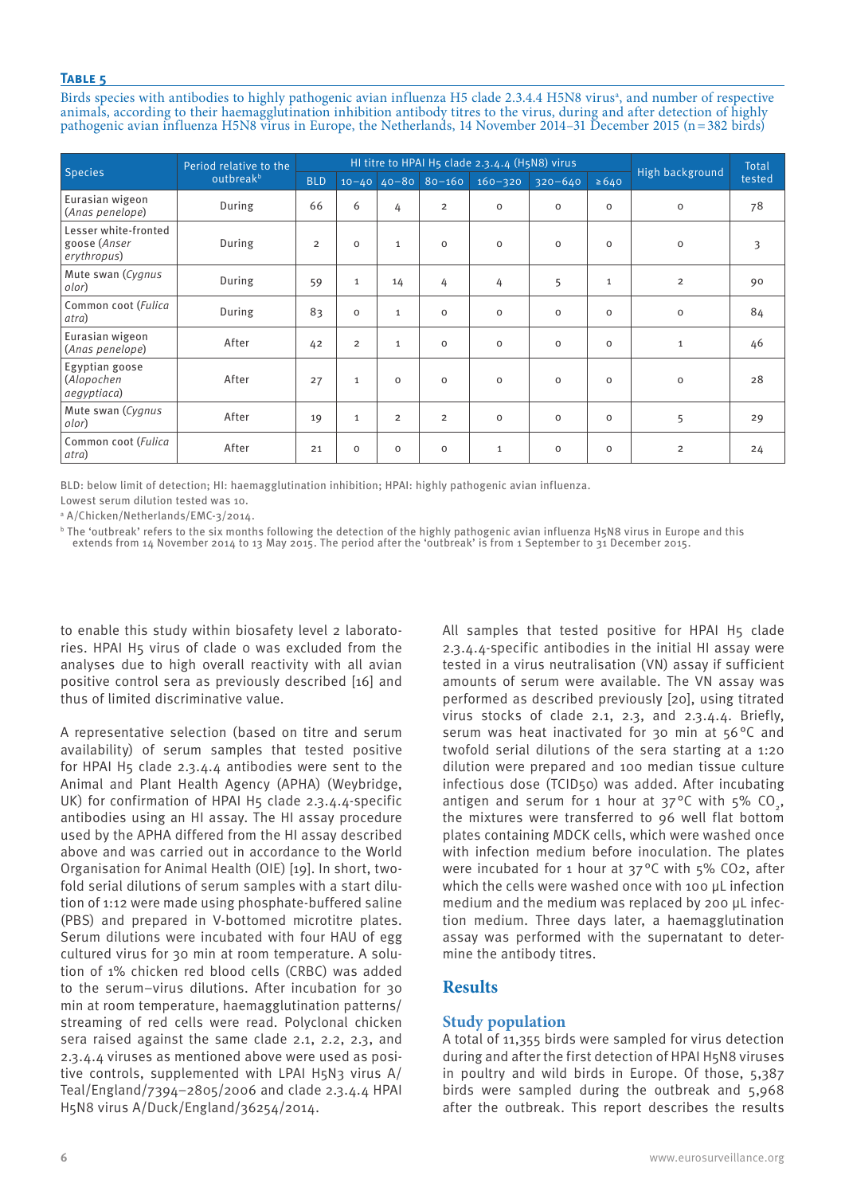**Table 5**

Birds species with antibodies to highly pathogenic avian influenza H5 clade 2.3.4.4 H5N8 virus[a], and number of respective animals, according to their haemagglutination inhibition antibody titres to the virus, during and after detection of highly pathogenic avian influenza H5N8 virus in Europe, the Netherlands, 14 November 2014–31 December 2015 (n = 382 birds)

| Species | Period relative to the outbreak[b] | HI titre to HPAI H5 clade 2.3.4.4 (H5N8) virus | | | | | | | High background | Total tested |
|---|---|---|---|---|---|---|---|---|---|---|
| | | BLD | 10–40 | 40–80 | 80–160 | 160–320 | 320–640 | ≥640 | | |
| Eurasian wigeon (*Anas penelope*) | During | 66 | 6 | 4 | 2 | 0 | 0 | 0 | 0 | 78 |
| Lesser white-fronted goose (*Anser erythropus*) | During | 2 | 0 | 1 | 0 | 0 | 0 | 0 | 0 | 3 |
| Mute swan (*Cygnus olor*) | During | 59 | 1 | 14 | 4 | 4 | 5 | 1 | 2 | 90 |
| Common coot (*Fulica atra*) | During | 83 | 0 | 1 | 0 | 0 | 0 | 0 | 0 | 84 |
| Eurasian wigeon (*Anas penelope*) | After | 42 | 2 | 1 | 0 | 0 | 0 | 0 | 1 | 46 |
| Egyptian goose (*Alopochen aegyptiaca*) | After | 27 | 1 | 0 | 0 | 0 | 0 | 0 | 0 | 28 |
| Mute swan (*Cygnus olor*) | After | 19 | 1 | 2 | 2 | 0 | 0 | 0 | 5 | 29 |
| Common coot (*Fulica atra*) | After | 21 | 0 | 0 | 0 | 1 | 0 | 0 | 2 | 24 |

BLD: below limit of detection; HI: haemagglutination inhibition; HPAI: highly pathogenic avian influenza.

Lowest serum dilution tested was 10.

[a] A/Chicken/Netherlands/EMC-3/2014.

[b] The 'outbreak' refers to the six months following the detection of the highly pathogenic avian influenza H5N8 virus in Europe and this extends from 14 November 2014 to 13 May 2015. The period after the 'outbreak' is from 1 September to 31 December 2015.

to enable this study within biosafety level 2 laboratories. HPAI H5 virus of clade 0 was excluded from the analyses due to high overall reactivity with all avian positive control sera as previously described [16] and thus of limited discriminative value.

A representative selection (based on titre and serum availability) of serum samples that tested positive for HPAI H5 clade 2.3.4.4 antibodies were sent to the Animal and Plant Health Agency (APHA) (Weybridge, UK) for confirmation of HPAI H5 clade 2.3.4.4-specific antibodies using an HI assay. The HI assay procedure used by the APHA differed from the HI assay described above and was carried out in accordance to the World Organisation for Animal Health (OIE) [19]. In short, two-fold serial dilutions of serum samples with a start dilution of 1:12 were made using phosphate-buffered saline (PBS) and prepared in V-bottomed microtitre plates. Serum dilutions were incubated with four HAU of egg cultured virus for 30 min at room temperature. A solution of 1% chicken red blood cells (CRBC) was added to the serum–virus dilutions. After incubation for 30 min at room temperature, haemagglutination patterns/streaming of red cells were read. Polyclonal chicken sera raised against the same clade 2.1, 2.2, 2.3, and 2.3.4.4 viruses as mentioned above were used as positive controls, supplemented with LPAI H5N3 virus A/Teal/England/7394–2805/2006 and clade 2.3.4.4 HPAI H5N8 virus A/Duck/England/36254/2014.

All samples that tested positive for HPAI H5 clade 2.3.4.4-specific antibodies in the initial HI assay were tested in a virus neutralisation (VN) assay if sufficient amounts of serum were available. The VN assay was performed as described previously [20], using titrated virus stocks of clade 2.1, 2.3, and 2.3.4.4. Briefly, serum was heat inactivated for 30 min at 56 °C and twofold serial dilutions of the sera starting at a 1:20 dilution were prepared and 100 median tissue culture infectious dose (TCID50) was added. After incubating antigen and serum for 1 hour at 37 °C with 5% $CO_2$, the mixtures were transferred to 96 well flat bottom plates containing MDCK cells, which were washed once with infection medium before inoculation. The plates were incubated for 1 hour at 37 °C with 5% CO2, after which the cells were washed once with 100 µL infection medium and the medium was replaced by 200 µL infection medium. Three days later, a haemagglutination assay was performed with the supernatant to determine the antibody titres.

## Results

### Study population

A total of 11,355 birds were sampled for virus detection during and after the first detection of HPAI H5N8 viruses in poultry and wild birds in Europe. Of those, 5,387 birds were sampled during the outbreak and 5,968 after the outbreak. This report describes the results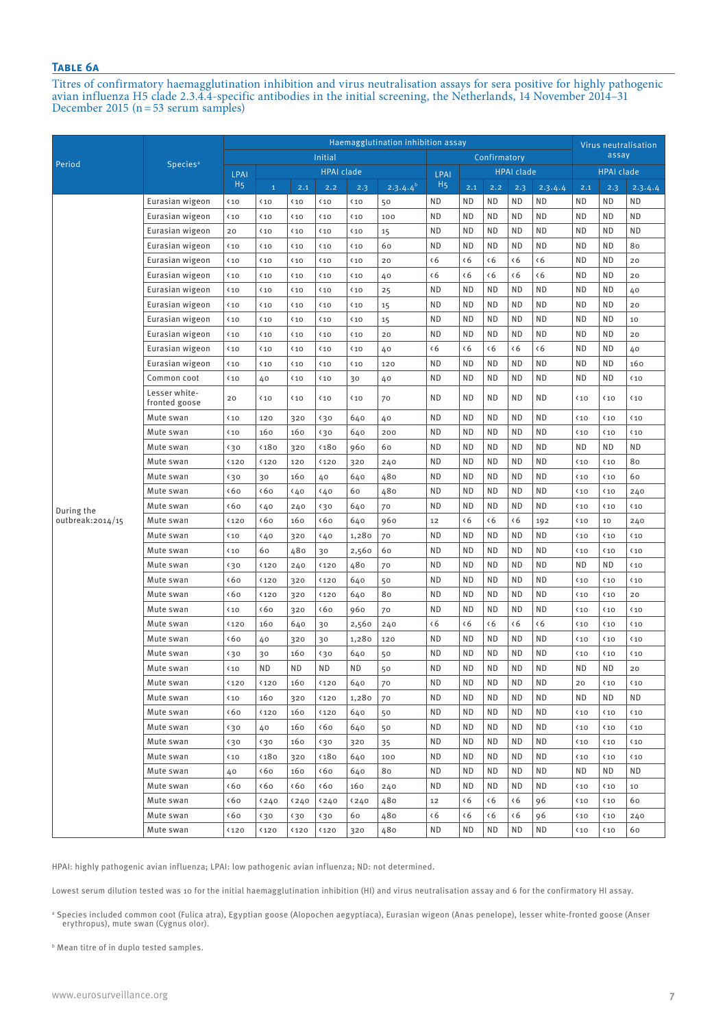### Table 6a

Titres of confirmatory haemagglutination inhibition and virus neutralisation assays for sera positive for highly pathogenic avian influenza H5 clade 2.3.4.4-specific antibodies in the initial screening, the Netherlands, 14 November 2014–31 December 2015 (n = 53 serum samples)

| Period | Species[a] | Haemagglutination inhibition assay | | | | | | | | | | | | Virus neutralisation assay | | |
|---|---|---|---|---|---|---|---|---|---|---|---|---|---|---|---|---|
| | | Initial | | | | | | Confirmatory | | | | | | | | |
| | | LPAI H5 | HPAI clade | | | | | LPAI H5 | HPAI clade | | | | | HPAI clade | | |
| | | | 1 | 2.1 | 2.2 | 2.3 | 2.3.4.4[b] | | 2.1 | 2.2 | 2.3 | 2.3.4.4 | | 2.1 | 2.3 | 2.3.4.4 |
| During the outbreak:2014/15 | Eurasian wigeon | <10 | <10 | <10 | <10 | <10 | 50 | ND | ND | ND | ND | ND | | ND | ND | ND |
| | Eurasian wigeon | <10 | <10 | <10 | <10 | <10 | 100 | ND | ND | ND | ND | ND | | ND | ND | ND |
| | Eurasian wigeon | 20 | <10 | <10 | <10 | <10 | 15 | ND | ND | ND | ND | ND | | ND | ND | ND |
| | Eurasian wigeon | <10 | <10 | <10 | <10 | <10 | 60 | ND | ND | ND | ND | ND | | ND | ND | 80 |
| | Eurasian wigeon | <10 | <10 | <10 | <10 | <10 | 20 | <6 | <6 | <6 | <6 | <6 | | ND | ND | 20 |
| | Eurasian wigeon | <10 | <10 | <10 | <10 | <10 | 40 | <6 | <6 | <6 | <6 | <6 | | ND | ND | 20 |
| | Eurasian wigeon | <10 | <10 | <10 | <10 | <10 | 25 | ND | ND | ND | ND | ND | | ND | ND | 40 |
| | Eurasian wigeon | <10 | <10 | <10 | <10 | <10 | 15 | ND | ND | ND | ND | ND | | ND | ND | 20 |
| | Eurasian wigeon | <10 | <10 | <10 | <10 | <10 | 15 | ND | ND | ND | ND | ND | | ND | ND | 10 |
| | Eurasian wigeon | <10 | <10 | <10 | <10 | <10 | 20 | ND | ND | ND | ND | ND | | ND | ND | 20 |
| | Eurasian wigeon | <10 | <10 | <10 | <10 | <10 | 40 | <6 | <6 | <6 | <6 | <6 | | ND | ND | 40 |
| | Eurasian wigeon | <10 | <10 | <10 | <10 | <10 | 120 | ND | ND | ND | ND | ND | | ND | ND | 160 |
| | Common coot | <10 | 40 | <10 | <10 | 30 | 40 | ND | ND | ND | ND | ND | | ND | ND | <10 |
| | Lesser white-fronted goose | 20 | <10 | <10 | <10 | <10 | 70 | ND | ND | ND | ND | ND | | <10 | <10 | <10 |
| | Mute swan | <10 | 120 | 320 | <30 | 640 | 40 | ND | ND | ND | ND | ND | | <10 | <10 | <10 |
| | Mute swan | <10 | 160 | 160 | <30 | 640 | 200 | ND | ND | ND | ND | ND | | <10 | <10 | <10 |
| | Mute swan | <30 | <180 | 320 | <180 | 960 | 60 | ND | ND | ND | ND | ND | | ND | ND | ND |
| | Mute swan | <120 | <120 | 120 | <120 | 320 | 240 | ND | ND | ND | ND | ND | | <10 | <10 | 80 |
| | Mute swan | <30 | 30 | 160 | 40 | 640 | 480 | ND | ND | ND | ND | ND | | <10 | <10 | 60 |
| | Mute swan | <60 | <60 | <40 | <40 | 60 | 480 | ND | ND | ND | ND | ND | | <10 | <10 | 240 |
| | Mute swan | <60 | <40 | 240 | <30 | 640 | 70 | ND | ND | ND | ND | ND | | <10 | <10 | <10 |
| | Mute swan | <120 | <60 | 160 | <60 | 640 | 960 | 12 | <6 | <6 | <6 | 192 | | <10 | 10 | 240 |
| | Mute swan | <10 | <40 | 320 | <40 | 1,280 | 70 | ND | ND | ND | ND | ND | | <10 | <10 | <10 |
| | Mute swan | <10 | 60 | 480 | 30 | 2,560 | 60 | ND | ND | ND | ND | ND | | <10 | <10 | <10 |
| | Mute swan | <30 | <120 | 240 | <120 | 480 | 70 | ND | ND | ND | ND | ND | | ND | ND | <10 |
| | Mute swan | <60 | <120 | 320 | <120 | 640 | 50 | ND | ND | ND | ND | ND | | <10 | <10 | <10 |
| | Mute swan | <60 | <120 | 320 | <120 | 640 | 80 | ND | ND | ND | ND | ND | | <10 | <10 | 20 |
| | Mute swan | <10 | <60 | 320 | <60 | 960 | 70 | ND | ND | ND | ND | ND | | <10 | <10 | <10 |
| | Mute swan | <120 | 160 | 640 | 30 | 2,560 | 240 | <6 | <6 | <6 | <6 | <6 | | <10 | <10 | <10 |
| | Mute swan | <60 | 40 | 320 | 30 | 1,280 | 120 | ND | ND | ND | ND | ND | | <10 | <10 | <10 |
| | Mute swan | <30 | 30 | 160 | <30 | 640 | 50 | ND | ND | ND | ND | ND | | <10 | <10 | <10 |
| | Mute swan | <10 | ND | ND | ND | ND | 50 | ND | ND | ND | ND | ND | | ND | ND | 20 |
| | Mute swan | <120 | <120 | 160 | <120 | 640 | 70 | ND | ND | ND | ND | ND | | 20 | <10 | <10 |
| | Mute swan | <10 | 160 | 320 | <120 | 1,280 | 70 | ND | ND | ND | ND | ND | | ND | ND | ND |
| | Mute swan | <60 | <120 | 160 | <120 | 640 | 50 | ND | ND | ND | ND | ND | | <10 | <10 | <10 |
| | Mute swan | <30 | 40 | 160 | <60 | 640 | 50 | ND | ND | ND | ND | ND | | <10 | <10 | <10 |
| | Mute swan | <30 | <30 | 160 | <30 | 320 | 35 | ND | ND | ND | ND | ND | | <10 | <10 | <10 |
| | Mute swan | <10 | <180 | 320 | <180 | 640 | 100 | ND | ND | ND | ND | ND | | <10 | <10 | <10 |
| | Mute swan | 40 | <60 | 160 | <60 | 640 | 80 | ND | ND | ND | ND | ND | | ND | ND | ND |
| | Mute swan | <60 | <60 | <60 | <60 | 160 | 240 | ND | ND | ND | ND | ND | | <10 | <10 | 10 |
| | Mute swan | <60 | <240 | <240 | <240 | <240 | 480 | 12 | <6 | <6 | <6 | 96 | | <10 | <10 | 60 |
| | Mute swan | <60 | <30 | <30 | <30 | 60 | 480 | <6 | <6 | <6 | <6 | 96 | | <10 | <10 | 240 |
| | Mute swan | <120 | <120 | <120 | <120 | 320 | 480 | ND | ND | ND | ND | ND | | <10 | <10 | 60 |

HPAI: highly pathogenic avian influenza; LPAI: low pathogenic avian influenza; ND: not determined.

Lowest serum dilution tested was 10 for the initial haemagglutination inhibition (HI) and virus neutralisation assay and 6 for the confirmatory HI assay.

[a] Species included common coot (Fulica atra), Egyptian goose (Alopochen aegyptiaca), Eurasian wigeon (Anas penelope), lesser white-fronted goose (Anser erythropus), mute swan (Cygnus olor).

[b] Mean titre of in duplo tested samples.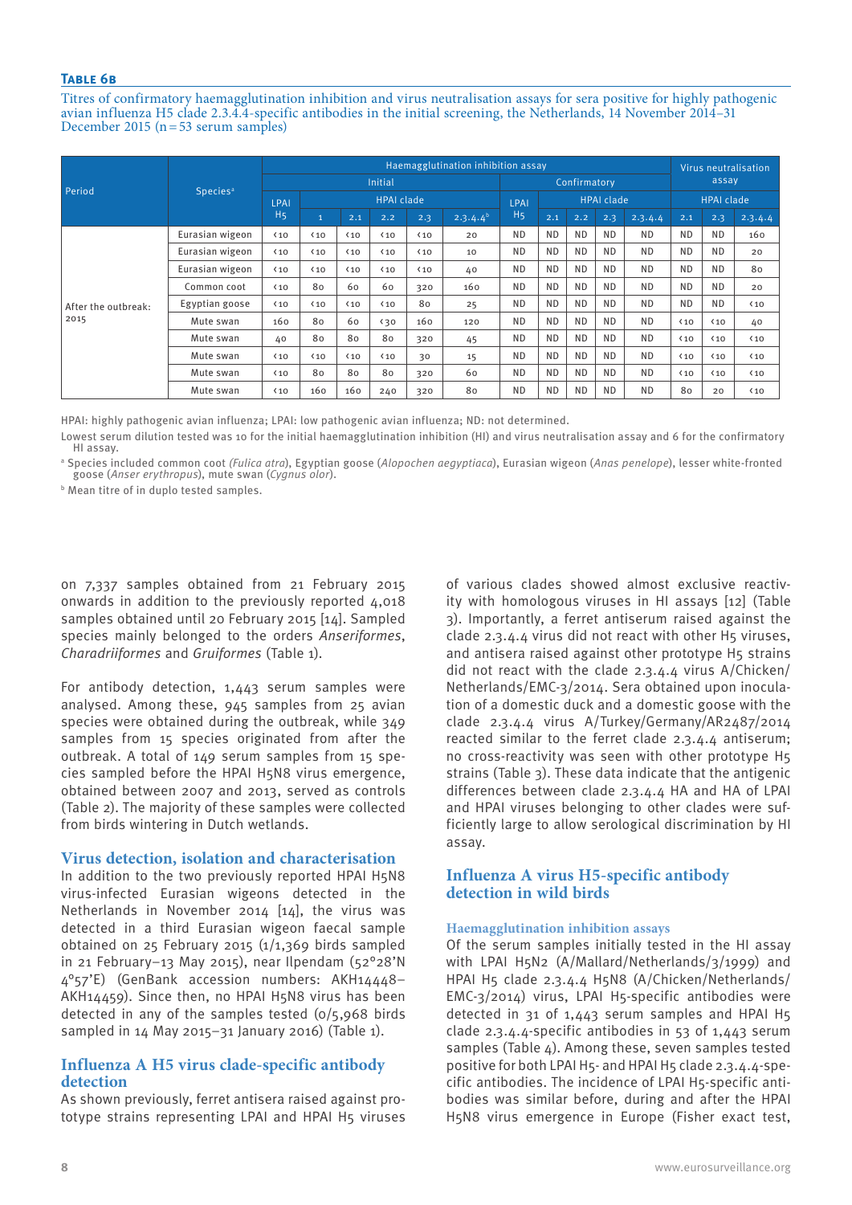**Table 6B**

Titres of confirmatory haemagglutination inhibition and virus neutralisation assays for sera positive for highly pathogenic avian influenza H5 clade 2.3.4.4-specific antibodies in the initial screening, the Netherlands, 14 November 2014–31 December 2015 (n = 53 serum samples)

| Period | Species[a] | Haemagglutination inhibition assay | | | | | | | | | | | | Virus neutralisation assay | | |
|---|---|---|---|---|---|---|---|---|---|---|---|---|---|---|---|---|
| | | Initial | | | | | | Confirmatory | | | | | | | | |
| | | LPAI H5 | HPAI clade | | | | | LPAI H5 | HPAI clade | | | | | HPAI clade | | |
| | | | 1 | 2.1 | 2.2 | 2.3 | 2.3.4.4[b] | | 2.1 | 2.2 | 2.3 | 2.3.4.4 | | 2.1 | 2.3 | 2.3.4.4 |
| After the outbreak: 2015 | Eurasian wigeon | <10 | <10 | <10 | <10 | <10 | 20 | ND | ND | ND | ND | ND | | ND | ND | 160 |
| | Eurasian wigeon | <10 | <10 | <10 | <10 | <10 | 10 | ND | ND | ND | ND | ND | | ND | ND | 20 |
| | Eurasian wigeon | <10 | <10 | <10 | <10 | <10 | 40 | ND | ND | ND | ND | ND | | ND | ND | 80 |
| | Common coot | <10 | 80 | 60 | 60 | 320 | 160 | ND | ND | ND | ND | ND | | ND | ND | 20 |
| | Egyptian goose | <10 | <10 | <10 | <10 | 80 | 25 | ND | ND | ND | ND | ND | | ND | ND | <10 |
| | Mute swan | 160 | 80 | 60 | <30 | 160 | 120 | ND | ND | ND | ND | ND | | <10 | <10 | 40 |
| | Mute swan | 40 | 80 | 80 | 80 | 320 | 45 | ND | ND | ND | ND | ND | | <10 | <10 | <10 |
| | Mute swan | <10 | <10 | <10 | <10 | 30 | 15 | ND | ND | ND | ND | ND | | <10 | <10 | <10 |
| | Mute swan | <10 | 80 | 80 | 80 | 320 | 60 | ND | ND | ND | ND | ND | | <10 | <10 | <10 |
| | Mute swan | <10 | 160 | 160 | 240 | 320 | 80 | ND | ND | ND | ND | ND | | 80 | 20 | <10 |

HPAI: highly pathogenic avian influenza; LPAI: low pathogenic avian influenza; ND: not determined.

Lowest serum dilution tested was 10 for the initial haemagglutination inhibition (HI) and virus neutralisation assay and 6 for the confirmatory HI assay.

[a] Species included common coot (*Fulica atra*), Egyptian goose (*Alopochen aegyptiaca*), Eurasian wigeon (*Anas penelope*), lesser white-fronted goose (*Anser erythropus*), mute swan (*Cygnus olor*).

[b] Mean titre of in duplo tested samples.

on 7,337 samples obtained from 21 February 2015 onwards in addition to the previously reported 4,018 samples obtained until 20 February 2015 [14]. Sampled species mainly belonged to the orders *Anseriformes*, *Charadriiformes* and *Gruiformes* (Table 1).

For antibody detection, 1,443 serum samples were analysed. Among these, 945 samples from 25 avian species were obtained during the outbreak, while 349 samples from 15 species originated from after the outbreak. A total of 149 serum samples from 15 species sampled before the HPAI H5N8 virus emergence, obtained between 2007 and 2013, served as controls (Table 2). The majority of these samples were collected from birds wintering in Dutch wetlands.

## Virus detection, isolation and characterisation

In addition to the two previously reported HPAI H5N8 virus-infected Eurasian wigeons detected in the Netherlands in November 2014 [14], the virus was detected in a third Eurasian wigeon faecal sample obtained on 25 February 2015 (1/1,369 birds sampled in 21 February–13 May 2015), near Ilpendam (52°28'N 4°57'E) (GenBank accession numbers: AKH14448–AKH14459). Since then, no HPAI H5N8 virus has been detected in any of the samples tested (0/5,968 birds sampled in 14 May 2015–31 January 2016) (Table 1).

## Influenza A H5 virus clade-specific antibody detection

As shown previously, ferret antisera raised against prototype strains representing LPAI and HPAI H5 viruses of various clades showed almost exclusive reactivity with homologous viruses in HI assays [12] (Table 3). Importantly, a ferret antiserum raised against the clade 2.3.4.4 virus did not react with other H5 viruses, and antisera raised against other prototype H5 strains did not react with the clade 2.3.4.4 virus A/Chicken/Netherlands/EMC-3/2014. Sera obtained upon inoculation of a domestic duck and a domestic goose with the clade 2.3.4.4 virus A/Turkey/Germany/AR2487/2014 reacted similar to the ferret clade 2.3.4.4 antiserum; no cross-reactivity was seen with other prototype H5 strains (Table 3). These data indicate that the antigenic differences between clade 2.3.4.4 HA and HA of LPAI and HPAI viruses belonging to other clades were sufficiently large to allow serological discrimination by HI assay.

## Influenza A virus H5-specific antibody detection in wild birds

### Haemagglutination inhibition assays

Of the serum samples initially tested in the HI assay with LPAI H5N2 (A/Mallard/Netherlands/3/1999) and HPAI H5 clade 2.3.4.4 H5N8 (A/Chicken/Netherlands/EMC-3/2014) virus, LPAI H5-specific antibodies were detected in 31 of 1,443 serum samples and HPAI H5 clade 2.3.4.4-specific antibodies in 53 of 1,443 serum samples (Table 4). Among these, seven samples tested positive for both LPAI H5- and HPAI H5 clade 2.3.4.4-specific antibodies. The incidence of LPAI H5-specific antibodies was similar before, during and after the HPAI H5N8 virus emergence in Europe (Fisher exact test,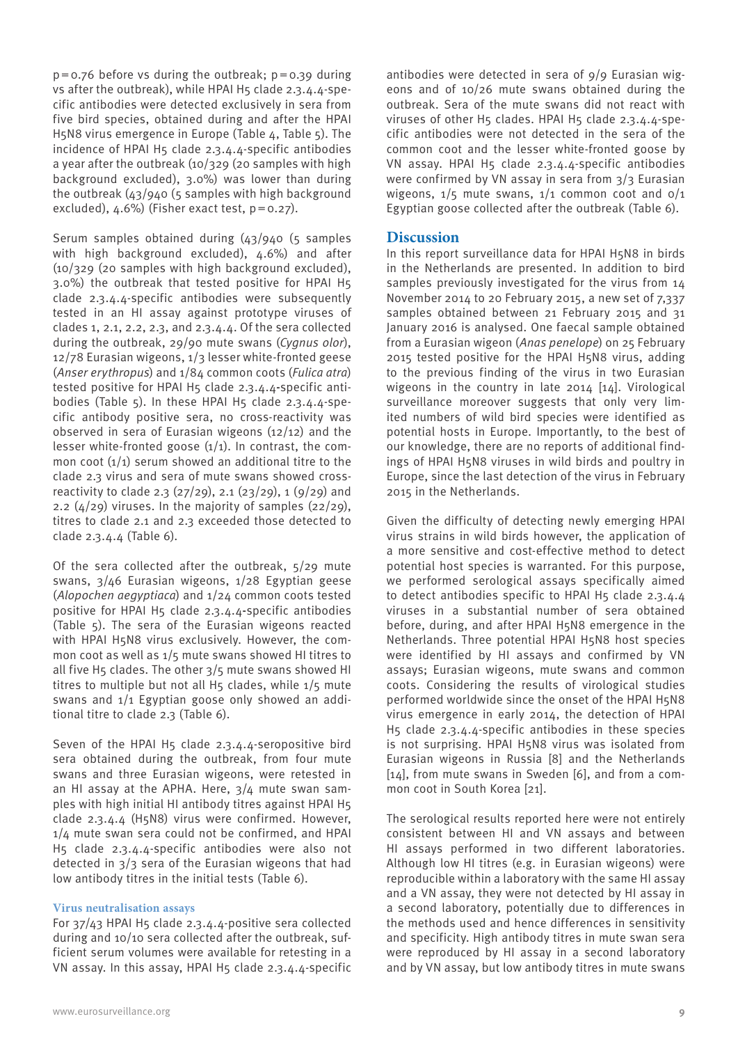$p = 0.76$ before vs during the outbreak; $p = 0.39$ during vs after the outbreak), while HPAI H5 clade 2.3.4.4-specific antibodies were detected exclusively in sera from five bird species, obtained during and after the HPAI H5N8 virus emergence in Europe (Table 4, Table 5). The incidence of HPAI H5 clade 2.3.4.4-specific antibodies a year after the outbreak (10/329 (20 samples with high background excluded), 3.0%) was lower than during the outbreak (43/940 (5 samples with high background excluded), 4.6%) (Fisher exact test, $p = 0.27$).

Serum samples obtained during (43/940 (5 samples with high background excluded), 4.6%) and after (10/329 (20 samples with high background excluded), 3.0%) the outbreak that tested positive for HPAI H5 clade 2.3.4.4-specific antibodies were subsequently tested in an HI assay against prototype viruses of clades 1, 2.1, 2.2, 2.3, and 2.3.4.4. Of the sera collected during the outbreak, 29/90 mute swans (*Cygnus olor*), 12/78 Eurasian wigeons, 1/3 lesser white-fronted geese (*Anser erythropus*) and 1/84 common coots (*Fulica atra*) tested positive for HPAI H5 clade 2.3.4.4-specific antibodies (Table 5). In these HPAI H5 clade 2.3.4.4-specific antibody positive sera, no cross-reactivity was observed in sera of Eurasian wigeons (12/12) and the lesser white-fronted goose (1/1). In contrast, the common coot (1/1) serum showed an additional titre to the clade 2.3 virus and sera of mute swans showed cross-reactivity to clade 2.3 (27/29), 2.1 (23/29), 1 (9/29) and 2.2 (4/29) viruses. In the majority of samples (22/29), titres to clade 2.1 and 2.3 exceeded those detected to clade 2.3.4.4 (Table 6).

Of the sera collected after the outbreak, 5/29 mute swans, 3/46 Eurasian wigeons, 1/28 Egyptian geese (*Alopochen aegyptiaca*) and 1/24 common coots tested positive for HPAI H5 clade 2.3.4.4-specific antibodies (Table 5). The sera of the Eurasian wigeons reacted with HPAI H5N8 virus exclusively. However, the common coot as well as 1/5 mute swans showed HI titres to all five H5 clades. The other 3/5 mute swans showed HI titres to multiple but not all H5 clades, while 1/5 mute swans and 1/1 Egyptian goose only showed an additional titre to clade 2.3 (Table 6).

Seven of the HPAI H5 clade 2.3.4.4-seropositive bird sera obtained during the outbreak, from four mute swans and three Eurasian wigeons, were retested in an HI assay at the APHA. Here, 3/4 mute swan samples with high initial HI antibody titres against HPAI H5 clade 2.3.4.4 (H5N8) virus were confirmed. However, 1/4 mute swan sera could not be confirmed, and HPAI H5 clade 2.3.4.4-specific antibodies were also not detected in 3/3 sera of the Eurasian wigeons that had low antibody titres in the initial tests (Table 6).

### Virus neutralisation assays

For 37/43 HPAI H5 clade 2.3.4.4-positive sera collected during and 10/10 sera collected after the outbreak, sufficient serum volumes were available for retesting in a VN assay. In this assay, HPAI H5 clade 2.3.4.4-specific antibodies were detected in sera of 9/9 Eurasian wigeons and of 10/26 mute swans obtained during the outbreak. Sera of the mute swans did not react with viruses of other H5 clades. HPAI H5 clade 2.3.4.4-specific antibodies were not detected in the sera of the common coot and the lesser white-fronted goose by VN assay. HPAI H5 clade 2.3.4.4-specific antibodies were confirmed by VN assay in sera from 3/3 Eurasian wigeons, 1/5 mute swans, 1/1 common coot and 0/1 Egyptian goose collected after the outbreak (Table 6).

## Discussion

In this report surveillance data for HPAI H5N8 in birds in the Netherlands are presented. In addition to bird samples previously investigated for the virus from 14 November 2014 to 20 February 2015, a new set of 7,337 samples obtained between 21 February 2015 and 31 January 2016 is analysed. One faecal sample obtained from a Eurasian wigeon (*Anas penelope*) on 25 February 2015 tested positive for the HPAI H5N8 virus, adding to the previous finding of the virus in two Eurasian wigeons in the country in late 2014 [14]. Virological surveillance moreover suggests that only very limited numbers of wild bird species were identified as potential hosts in Europe. Importantly, to the best of our knowledge, there are no reports of additional findings of HPAI H5N8 viruses in wild birds and poultry in Europe, since the last detection of the virus in February 2015 in the Netherlands.

Given the difficulty of detecting newly emerging HPAI virus strains in wild birds however, the application of a more sensitive and cost-effective method to detect potential host species is warranted. For this purpose, we performed serological assays specifically aimed to detect antibodies specific to HPAI H5 clade 2.3.4.4 viruses in a substantial number of sera obtained before, during, and after HPAI H5N8 emergence in the Netherlands. Three potential HPAI H5N8 host species were identified by HI assays and confirmed by VN assays; Eurasian wigeons, mute swans and common coots. Considering the results of virological studies performed worldwide since the onset of the HPAI H5N8 virus emergence in early 2014, the detection of HPAI H5 clade 2.3.4.4-specific antibodies in these species is not surprising. HPAI H5N8 virus was isolated from Eurasian wigeons in Russia [8] and the Netherlands [14], from mute swans in Sweden [6], and from a common coot in South Korea [21].

The serological results reported here were not entirely consistent between HI and VN assays and between HI assays performed in two different laboratories. Although low HI titres (e.g. in Eurasian wigeons) were reproducible within a laboratory with the same HI assay and a VN assay, they were not detected by HI assay in a second laboratory, potentially due to differences in the methods used and hence differences in sensitivity and specificity. High antibody titres in mute swan sera were reproduced by HI assay in a second laboratory and by VN assay, but low antibody titres in mute swans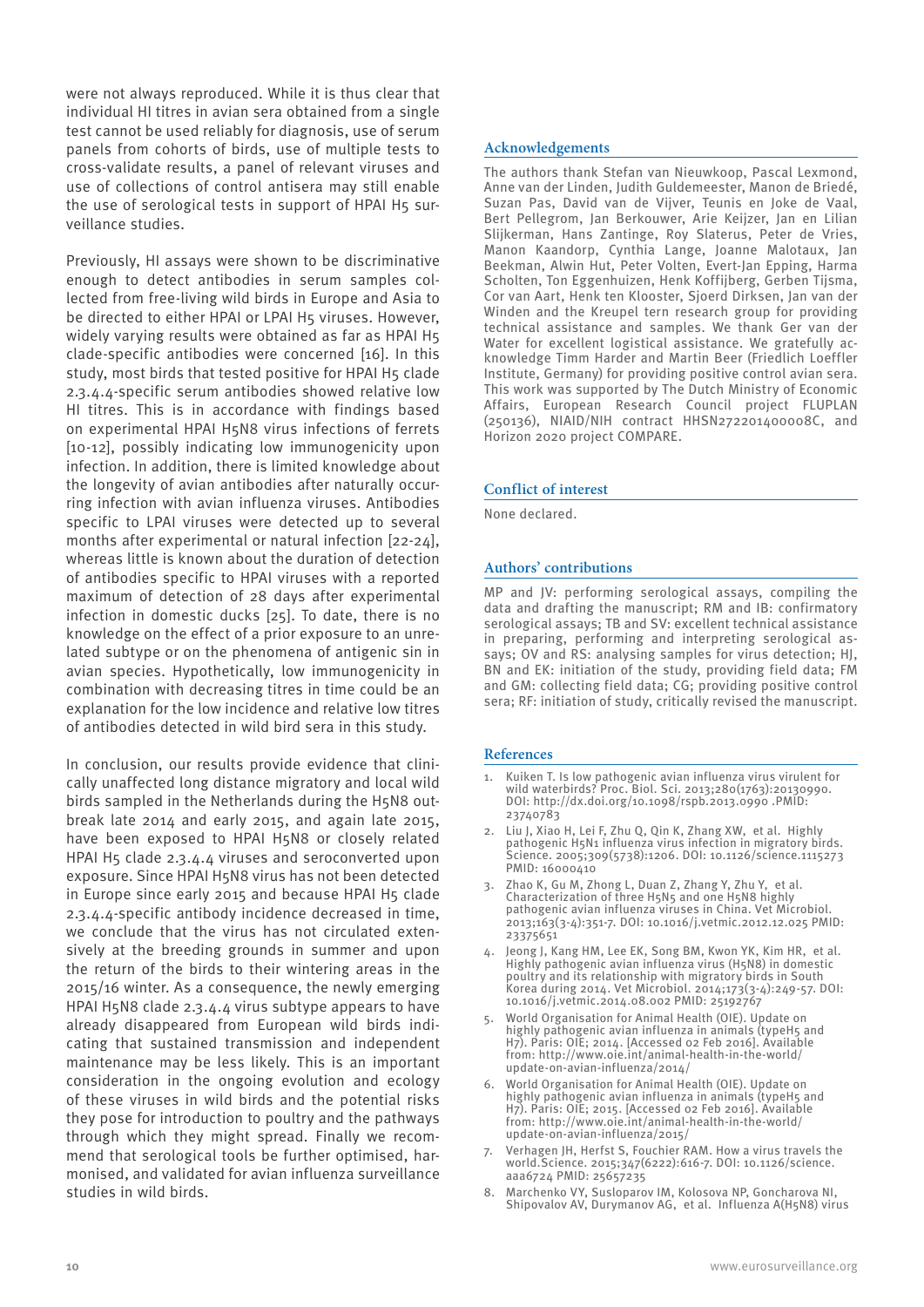were not always reproduced. While it is thus clear that individual HI titres in avian sera obtained from a single test cannot be used reliably for diagnosis, use of serum panels from cohorts of birds, use of multiple tests to cross-validate results, a panel of relevant viruses and use of collections of control antisera may still enable the use of serological tests in support of HPAI H5 surveillance studies.

Previously, HI assays were shown to be discriminative enough to detect antibodies in serum samples collected from free-living wild birds in Europe and Asia to be directed to either HPAI or LPAI H5 viruses. However, widely varying results were obtained as far as HPAI H5 clade-specific antibodies were concerned [16]. In this study, most birds that tested positive for HPAI H5 clade 2.3.4.4-specific serum antibodies showed relative low HI titres. This is in accordance with findings based on experimental HPAI H5N8 virus infections of ferrets [10-12], possibly indicating low immunogenicity upon infection. In addition, there is limited knowledge about the longevity of avian antibodies after naturally occurring infection with avian influenza viruses. Antibodies specific to LPAI viruses were detected up to several months after experimental or natural infection [22-24], whereas little is known about the duration of detection of antibodies specific to HPAI viruses with a reported maximum of detection of 28 days after experimental infection in domestic ducks [25]. To date, there is no knowledge on the effect of a prior exposure to an unrelated subtype or on the phenomena of antigenic sin in avian species. Hypothetically, low immunogenicity in combination with decreasing titres in time could be an explanation for the low incidence and relative low titres of antibodies detected in wild bird sera in this study.

In conclusion, our results provide evidence that clinically unaffected long distance migratory and local wild birds sampled in the Netherlands during the H5N8 outbreak late 2014 and early 2015, and again late 2015, have been exposed to HPAI H5N8 or closely related HPAI H5 clade 2.3.4.4 viruses and seroconverted upon exposure. Since HPAI H5N8 virus has not been detected in Europe since early 2015 and because HPAI H5 clade 2.3.4.4-specific antibody incidence decreased in time, we conclude that the virus has not circulated extensively at the breeding grounds in summer and upon the return of the birds to their wintering areas in the 2015/16 winter. As a consequence, the newly emerging HPAI H5N8 clade 2.3.4.4 virus subtype appears to have already disappeared from European wild birds indicating that sustained transmission and independent maintenance may be less likely. This is an important consideration in the ongoing evolution and ecology of these viruses in wild birds and the potential risks they pose for introduction to poultry and the pathways through which they might spread. Finally we recommend that serological tools be further optimised, harmonised, and validated for avian influenza surveillance studies in wild birds.

## Acknowledgements

The authors thank Stefan van Nieuwkoop, Pascal Lexmond, Anne van der Linden, Judith Guldemeester, Manon de Briedé, Suzan Pas, David van de Vijver, Teunis en Joke de Vaal, Bert Pellegrom, Jan Berkouwer, Arie Keijzer, Jan en Lilian Slijkerman, Hans Zantinge, Roy Slaterus, Peter de Vries, Manon Kaandorp, Cynthia Lange, Joanne Malotaux, Jan Beekman, Alwin Hut, Peter Volten, Evert-Jan Epping, Harma Scholten, Ton Eggenhuizen, Henk Koffijberg, Gerben Tijsma, Cor van Aart, Henk ten Klooster, Sjoerd Dirksen, Jan van der Winden and the Kreupel tern research group for providing technical assistance and samples. We thank Ger van der Water for excellent logistical assistance. We gratefully acknowledge Timm Harder and Martin Beer (Friedlich Loeffler Institute, Germany) for providing positive control avian sera. This work was supported by The Dutch Ministry of Economic Affairs, European Research Council project FLUPLAN (250136), NIAID/NIH contract HHSN272201400008C, and Horizon 2020 project COMPARE.

## Conflict of interest

None declared.

## Authors' contributions

MP and JV: performing serological assays, compiling the data and drafting the manuscript; RM and IB: confirmatory serological assays; TB and SV: excellent technical assistance in preparing, performing and interpreting serological assays; OV and RS: analysing samples for virus detection; HJ, BN and EK: initiation of the study, providing field data; FM and GM: collecting field data; CG; providing positive control sera; RF: initiation of study, critically revised the manuscript.

## References

1. Kuiken T. Is low pathogenic avian influenza virus virulent for wild waterbirds? Proc. Biol. Sci. 2013;280(1763):20130990. DOI: http://dx.doi.org/10.1098/rspb.2013.0990 .PMID: 23740783
2. Liu J, Xiao H, Lei F, Zhu Q, Qin K, Zhang XW, et al. Highly pathogenic H5N1 influenza virus infection in migratory birds. Science. 2005;309(5738):1206. DOI: 10.1126/science.1115273 PMID: 16000410
3. Zhao K, Gu M, Zhong L, Duan Z, Zhang Y, Zhu Y, et al. Characterization of three H5N5 and one H5N8 highly pathogenic avian influenza viruses in China. Vet Microbiol. 2013;163(3-4):351-7. DOI: 10.1016/j.vetmic.2012.12.025 PMID: 23375651
4. Jeong J, Kang HM, Lee EK, Song BM, Kwon YK, Kim HR, et al. Highly pathogenic avian influenza virus (H5N8) in domestic poultry and its relationship with migratory birds in South Korea during 2014. Vet Microbiol. 2014;173(3-4):249-57. DOI: 10.1016/j.vetmic.2014.08.002 PMID: 25192767
5. World Organisation for Animal Health (OIE). Update on highly pathogenic avian influenza in animals (typeH5 and H7). Paris: OIE; 2014. [Accessed 02 Feb 2016]. Available from: http://www.oie.int/animal-health-in-the-world/update-on-avian-influenza/2014/
6. World Organisation for Animal Health (OIE). Update on highly pathogenic avian influenza in animals (typeH5 and H7). Paris: OIE; 2015. [Accessed 02 Feb 2016]. Available from: http://www.oie.int/animal-health-in-the-world/update-on-avian-influenza/2015/
7. Verhagen JH, Herfst S, Fouchier RAM. How a virus travels the world.Science. 2015;347(6222):616-7. DOI: 10.1126/science.aaa6724 PMID: 25657235
8. Marchenko VY, Susloparov IM, Kolosova NP, Goncharova NI, Shipovalov AV, Durymanov AG, et al. Influenza A(H5N8) virus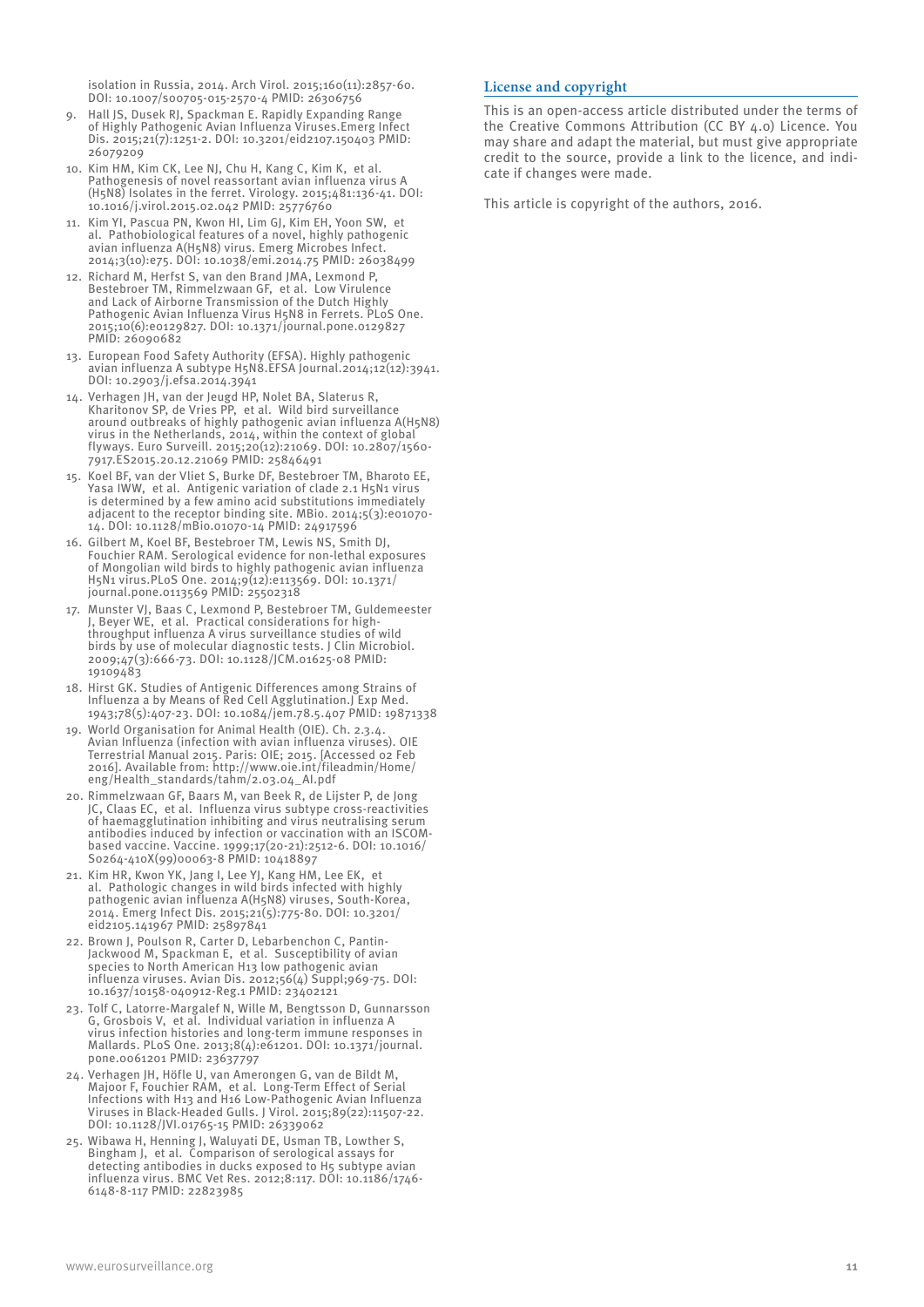isolation in Russia, 2014. Arch Virol. 2015;160(11):2857-60. DOI: 10.1007/s00705-015-2570-4 PMID: 26306756

9. Hall JS, Dusek RJ, Spackman E. Rapidly Expanding Range of Highly Pathogenic Avian Influenza Viruses.Emerg Infect Dis. 2015;21(7):1251-2. DOI: 10.3201/eid2107.150403 PMID: 26079209
10. Kim HM, Kim CK, Lee NJ, Chu H, Kang C, Kim K, et al. Pathogenesis of novel reassortant avian influenza virus A (H5N8) Isolates in the ferret. Virology. 2015;481:136-41. DOI: 10.1016/j.virol.2015.02.042 PMID: 25776760
11. Kim YI, Pascua PN, Kwon HI, Lim GJ, Kim EH, Yoon SW, et al. Pathobiological features of a novel, highly pathogenic avian influenza A(H5N8) virus. Emerg Microbes Infect. 2014;3(10):e75. DOI: 10.1038/emi.2014.75 PMID: 26038499
12. Richard M, Herfst S, van den Brand JMA, Lexmond P, Bestebroer TM, Rimmelzwaan GF, et al. Low Virulence and Lack of Airborne Transmission of the Dutch Highly Pathogenic Avian Influenza Virus H5N8 in Ferrets. PLoS One. 2015;10(6):e0129827. DOI: 10.1371/journal.pone.0129827 PMID: 26090682
13. European Food Safety Authority (EFSA). Highly pathogenic avian influenza A subtype H5N8.EFSA Journal.2014;12(12):3941. DOI: 10.2903/j.efsa.2014.3941
14. Verhagen JH, van der Jeugd HP, Nolet BA, Slaterus R, Kharitonov SP, de Vries PP, et al. Wild bird surveillance around outbreaks of highly pathogenic avian influenza A(H5N8) virus in the Netherlands, 2014, within the context of global flyways. Euro Surveill. 2015;20(12):21069. DOI: 10.2807/1560-7917.ES2015.20.12.21069 PMID: 25846491
15. Koel BF, van der Vliet S, Burke DF, Bestebroer TM, Bharoto EE, Yasa IWW, et al. Antigenic variation of clade 2.1 H5N1 virus is determined by a few amino acid substitutions immediately adjacent to the receptor binding site. MBio. 2014;5(3):e01070-14. DOI: 10.1128/mBio.01070-14 PMID: 24917596
16. Gilbert M, Koel BF, Bestebroer TM, Lewis NS, Smith DJ, Fouchier RAM. Serological evidence for non-lethal exposures of Mongolian wild birds to highly pathogenic avian influenza H5N1 virus.PLoS One. 2014;9(12):e113569. DOI: 10.1371/journal.pone.0113569 PMID: 25502318
17. Munster VJ, Baas C, Lexmond P, Bestebroer TM, Guldemeester J, Beyer WE, et al. Practical considerations for high-throughput influenza A virus surveillance studies of wild birds by use of molecular diagnostic tests. J Clin Microbiol. 2009;47(3):666-73. DOI: 10.1128/JCM.01625-08 PMID: 19109483
18. Hirst GK. Studies of Antigenic Differences among Strains of Influenza a by Means of Red Cell Agglutination.J Exp Med. 1943;78(5):407-23. DOI: 10.1084/jem.78.5.407 PMID: 19871338
19. World Organisation for Animal Health (OIE). Ch. 2.3.4. Avian Influenza (infection with avian influenza viruses). OIE Terrestrial Manual 2015. Paris: OIE; 2015. [Accessed 02 Feb 2016]. Available from: http://www.oie.int/fileadmin/Home/eng/Health_standards/tahm/2.03.04_AI.pdf
20. Rimmelzwaan GF, Baars M, van Beek R, de Lijster P, de Jong JC, Claas EC, et al. Influenza virus subtype cross-reactivities of haemagglutination inhibiting and virus neutralising serum antibodies induced by infection or vaccination with an ISCOM-based vaccine. Vaccine. 1999;17(20-21):2512-6. DOI: 10.1016/S0264-410X(99)00063-8 PMID: 10418897
21. Kim HR, Kwon YK, Jang I, Lee YJ, Kang HM, Lee EK, et al. Pathologic changes in wild birds infected with highly pathogenic avian influenza A(H5N8) viruses, South-Korea, 2014. Emerg Infect Dis. 2015;21(5):775-80. DOI: 10.3201/eid2105.141967 PMID: 25897841
22. Brown J, Poulson R, Carter D, Lebarbenchon C, Pantin-Jackwood M, Spackman E, et al. Susceptibility of avian species to North American H13 low pathogenic avian influenza viruses. Avian Dis. 2012;56(4) Suppl;969-75. DOI: 10.1637/10158-040912-Reg.1 PMID: 23402121
23. Tolf C, Latorre-Margalef N, Wille M, Bengtsson D, Gunnarsson G, Grosbois V, et al. Individual variation in influenza A virus infection histories and long-term immune responses in Mallards. PLoS One. 2013;8(4):e61201. DOI: 10.1371/journal.pone.0061201 PMID: 23637797
24. Verhagen JH, Höfle U, van Amerongen G, van de Bildt M, Majoor F, Fouchier RAM, et al. Long-Term Effect of Serial Infections with H13 and H16 Low-Pathogenic Avian Influenza Viruses in Black-Headed Gulls. J Virol. 2015;89(22):11507-22. DOI: 10.1128/JVI.01765-15 PMID: 26339062
25. Wibawa H, Henning J, Waluyati DE, Usman TB, Lowther S, Bingham J, et al. Comparison of serological assays for detecting antibodies in ducks exposed to H5 subtype avian influenza virus. BMC Vet Res. 2012;8:117. DOI: 10.1186/1746-6148-8-117 PMID: 22823985

## License and copyright

This is an open-access article distributed under the terms of the Creative Commons Attribution (CC BY 4.0) Licence. You may share and adapt the material, but must give appropriate credit to the source, provide a link to the licence, and indicate if changes were made.

This article is copyright of the authors, 2016.